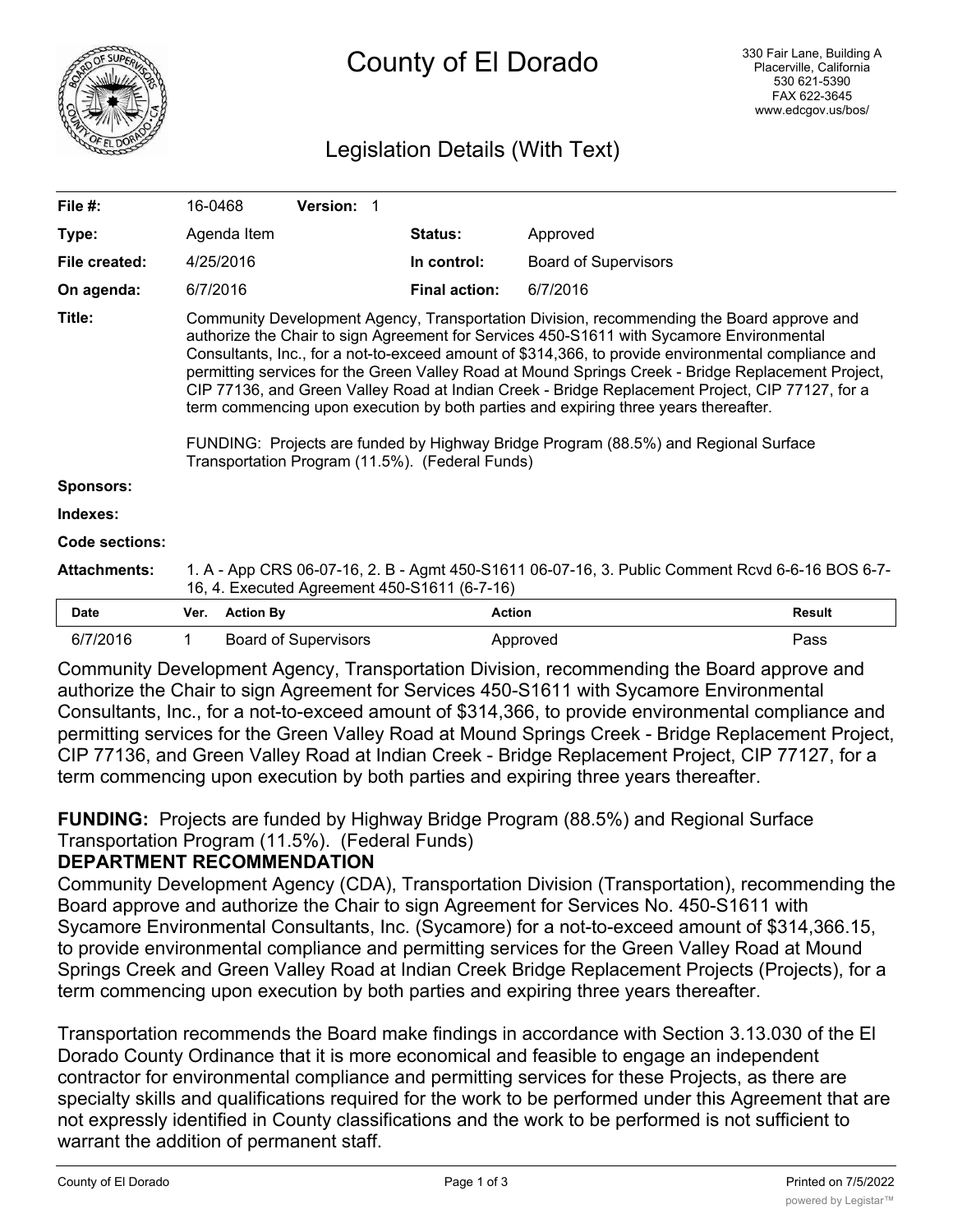# County of El Dorado

330 Fair Lane, Building A
Placerville, California
530 621-5390
FAX 622-3645
www.edcgov.us/bos/

## Legislation Details (With Text)

| | | | |
|---|---|---|---|
| **File #:** | 16-0468 **Version:** 1 | | |
| **Type:** | Agenda Item | **Status:** | Approved |
| **File created:** | 4/25/2016 | **In control:** | Board of Supervisors |
| **On agenda:** | 6/7/2016 | **Final action:** | 6/7/2016 |

**Title:** Community Development Agency, Transportation Division, recommending the Board approve and authorize the Chair to sign Agreement for Services 450-S1611 with Sycamore Environmental Consultants, Inc., for a not-to-exceed amount of $314,366, to provide environmental compliance and permitting services for the Green Valley Road at Mound Springs Creek - Bridge Replacement Project, CIP 77136, and Green Valley Road at Indian Creek - Bridge Replacement Project, CIP 77127, for a term commencing upon execution by both parties and expiring three years thereafter.

FUNDING: Projects are funded by Highway Bridge Program (88.5%) and Regional Surface Transportation Program (11.5%). (Federal Funds)

**Sponsors:**

**Indexes:**

**Code sections:**

**Attachments:** 1. A - App CRS 06-07-16, 2. B - Agmt 450-S1611 06-07-16, 3. Public Comment Rcvd 6-6-16 BOS 6-7-16, 4. Executed Agreement 450-S1611 (6-7-16)

| Date | Ver. | Action By | Action | Result |
|---|---|---|---|---|
| 6/7/2016 | 1 | Board of Supervisors | Approved | Pass |

Community Development Agency, Transportation Division, recommending the Board approve and authorize the Chair to sign Agreement for Services 450-S1611 with Sycamore Environmental Consultants, Inc., for a not-to-exceed amount of $314,366, to provide environmental compliance and permitting services for the Green Valley Road at Mound Springs Creek - Bridge Replacement Project, CIP 77136, and Green Valley Road at Indian Creek - Bridge Replacement Project, CIP 77127, for a term commencing upon execution by both parties and expiring three years thereafter.

**FUNDING:** Projects are funded by Highway Bridge Program (88.5%) and Regional Surface Transportation Program (11.5%). (Federal Funds)

**DEPARTMENT RECOMMENDATION**

Community Development Agency (CDA), Transportation Division (Transportation), recommending the Board approve and authorize the Chair to sign Agreement for Services No. 450-S1611 with Sycamore Environmental Consultants, Inc. (Sycamore) for a not-to-exceed amount of $314,366.15, to provide environmental compliance and permitting services for the Green Valley Road at Mound Springs Creek and Green Valley Road at Indian Creek Bridge Replacement Projects (Projects), for a term commencing upon execution by both parties and expiring three years thereafter.

Transportation recommends the Board make findings in accordance with Section 3.13.030 of the El Dorado County Ordinance that it is more economical and feasible to engage an independent contractor for environmental compliance and permitting services for these Projects, as there are specialty skills and qualifications required for the work to be performed under this Agreement that are not expressly identified in County classifications and the work to be performed is not sufficient to warrant the addition of permanent staff.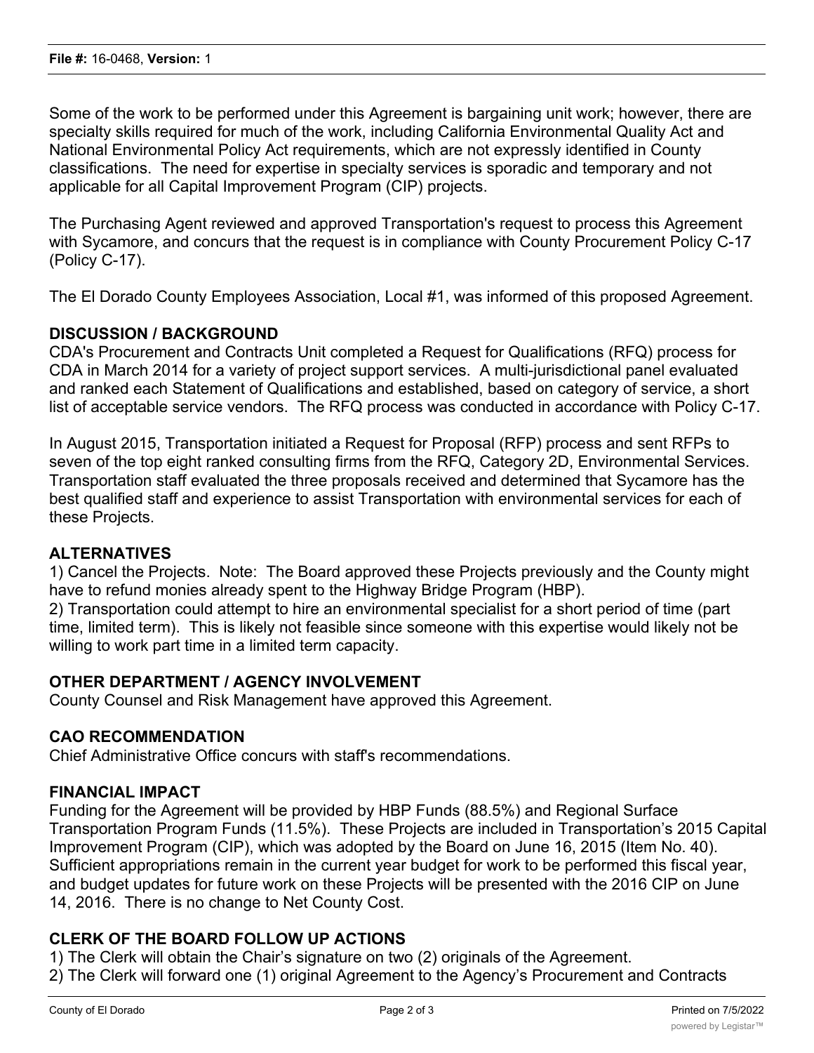Some of the work to be performed under this Agreement is bargaining unit work; however, there are specialty skills required for much of the work, including California Environmental Quality Act and National Environmental Policy Act requirements, which are not expressly identified in County classifications. The need for expertise in specialty services is sporadic and temporary and not applicable for all Capital Improvement Program (CIP) projects.

The Purchasing Agent reviewed and approved Transportation's request to process this Agreement with Sycamore, and concurs that the request is in compliance with County Procurement Policy C-17 (Policy C-17).

The El Dorado County Employees Association, Local #1, was informed of this proposed Agreement.

**DISCUSSION / BACKGROUND**

CDA's Procurement and Contracts Unit completed a Request for Qualifications (RFQ) process for CDA in March 2014 for a variety of project support services. A multi-jurisdictional panel evaluated and ranked each Statement of Qualifications and established, based on category of service, a short list of acceptable service vendors. The RFQ process was conducted in accordance with Policy C-17.

In August 2015, Transportation initiated a Request for Proposal (RFP) process and sent RFPs to seven of the top eight ranked consulting firms from the RFQ, Category 2D, Environmental Services. Transportation staff evaluated the three proposals received and determined that Sycamore has the best qualified staff and experience to assist Transportation with environmental services for each of these Projects.

**ALTERNATIVES**

1) Cancel the Projects. Note: The Board approved these Projects previously and the County might have to refund monies already spent to the Highway Bridge Program (HBP).
2) Transportation could attempt to hire an environmental specialist for a short period of time (part time, limited term). This is likely not feasible since someone with this expertise would likely not be willing to work part time in a limited term capacity.

**OTHER DEPARTMENT / AGENCY INVOLVEMENT**

County Counsel and Risk Management have approved this Agreement.

**CAO RECOMMENDATION**

Chief Administrative Office concurs with staff's recommendations.

**FINANCIAL IMPACT**

Funding for the Agreement will be provided by HBP Funds (88.5%) and Regional Surface Transportation Program Funds (11.5%). These Projects are included in Transportation's 2015 Capital Improvement Program (CIP), which was adopted by the Board on June 16, 2015 (Item No. 40). Sufficient appropriations remain in the current year budget for work to be performed this fiscal year, and budget updates for future work on these Projects will be presented with the 2016 CIP on June 14, 2016. There is no change to Net County Cost.

**CLERK OF THE BOARD FOLLOW UP ACTIONS**

1) The Clerk will obtain the Chair's signature on two (2) originals of the Agreement.
2) The Clerk will forward one (1) original Agreement to the Agency's Procurement and Contracts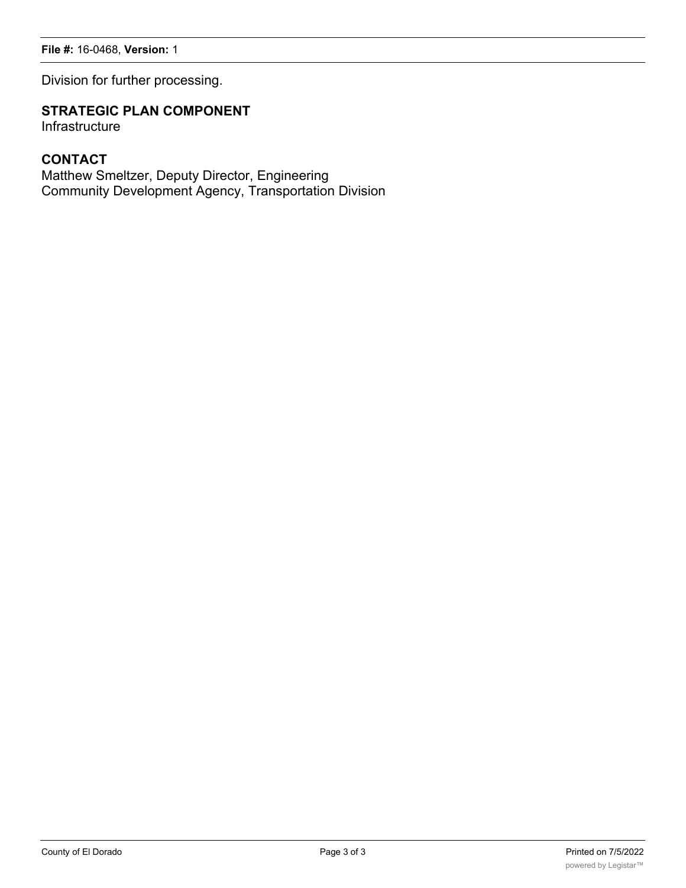Division for further processing.

**STRATEGIC PLAN COMPONENT**

Infrastructure

**CONTACT**

Matthew Smeltzer, Deputy Director, Engineering
Community Development Agency, Transportation Division